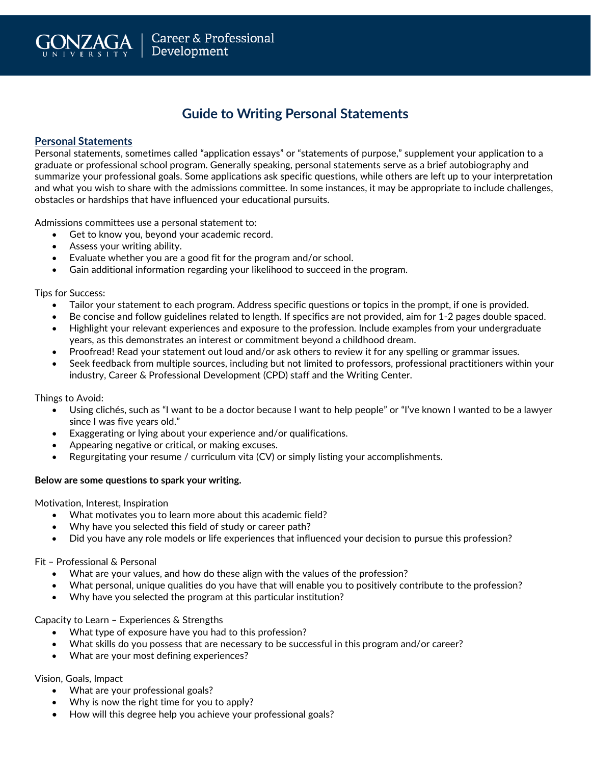# Guide to Writing Personal Statements

## Personal Statements

Personal statements, sometimes called "application essays" or "statements of purpose," supplement your application to a graduate or professional school program. Generally speaking, personal statements serve as a brief autobiography and summarize your professional goals. Some applications ask specific questions, while others are left up to your interpretation and what you wish to share with the admissions committee. In some instances, it may be appropriate to include challenges, obstacles or hardships that have influenced your educational pursuits.

Admissions committees use a personal statement to:

- Get to know you, beyond your academic record.
- Assess your writing ability.
- Evaluate whether you are a good fit for the program and/or school.
- Gain additional information regarding your likelihood to succeed in the program.

Tips for Success:

- Tailor your statement to each program. Address specific questions or topics in the prompt, if one is provided.
- Be concise and follow guidelines related to length. If specifics are not provided, aim for 1-2 pages double spaced.
- Highlight your relevant experiences and exposure to the profession. Include examples from your undergraduate years, as this demonstrates an interest or commitment beyond a childhood dream.
- Proofread! Read your statement out loud and/or ask others to review it for any spelling or grammar issues.
- Seek feedback from multiple sources, including but not limited to professors, professional practitioners within your industry, Career & Professional Development (CPD) staff and the Writing Center.

Things to Avoid:

- Using clichés, such as "I want to be a doctor because I want to help people" or "I've known I wanted to be a lawyer since I was five years old."
- Exaggerating or lying about your experience and/or qualifications.
- Appearing negative or critical, or making excuses.
- Regurgitating your resume / curriculum vita (CV) or simply listing your accomplishments.

**Below are some questions to spark your writing.**

Motivation, Interest, Inspiration

- What motivates you to learn more about this academic field?
- Why have you selected this field of study or career path?
- Did you have any role models or life experiences that influenced your decision to pursue this profession?

Fit – Professional & Personal

- What are your values, and how do these align with the values of the profession?
- What personal, unique qualities do you have that will enable you to positively contribute to the profession?
- Why have you selected the program at this particular institution?

Capacity to Learn – Experiences & Strengths

- What type of exposure have you had to this profession?
- What skills do you possess that are necessary to be successful in this program and/or career?
- What are your most defining experiences?

Vision, Goals, Impact

- What are your professional goals?
- Why is now the right time for you to apply?
- How will this degree help you achieve your professional goals?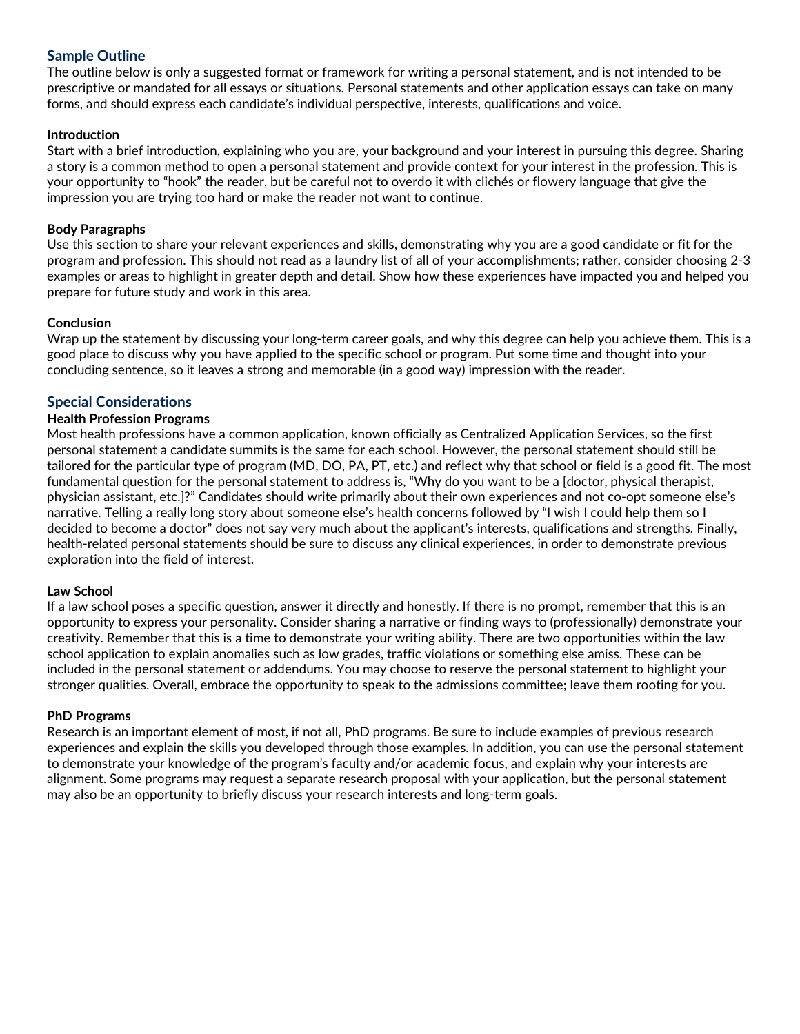## Sample Outline

The outline below is only a suggested format or framework for writing a personal statement, and is not intended to be prescriptive or mandated for all essays or situations. Personal statements and other application essays can take on many forms, and should express each candidate's individual perspective, interests, qualifications and voice.

**Introduction**

Start with a brief introduction, explaining who you are, your background and your interest in pursuing this degree. Sharing a story is a common method to open a personal statement and provide context for your interest in the profession. This is your opportunity to "hook" the reader, but be careful not to overdo it with clichés or flowery language that give the impression you are trying too hard or make the reader not want to continue.

**Body Paragraphs**

Use this section to share your relevant experiences and skills, demonstrating why you are a good candidate or fit for the program and profession. This should not read as a laundry list of all of your accomplishments; rather, consider choosing 2-3 examples or areas to highlight in greater depth and detail. Show how these experiences have impacted you and helped you prepare for future study and work in this area.

**Conclusion**

Wrap up the statement by discussing your long-term career goals, and why this degree can help you achieve them. This is a good place to discuss why you have applied to the specific school or program. Put some time and thought into your concluding sentence, so it leaves a strong and memorable (in a good way) impression with the reader.

## Special Considerations

**Health Profession Programs**

Most health professions have a common application, known officially as Centralized Application Services, so the first personal statement a candidate summits is the same for each school. However, the personal statement should still be tailored for the particular type of program (MD, DO, PA, PT, etc.) and reflect why that school or field is a good fit. The most fundamental question for the personal statement to address is, "Why do you want to be a [doctor, physical therapist, physician assistant, etc.]?" Candidates should write primarily about their own experiences and not co-opt someone else's narrative. Telling a really long story about someone else's health concerns followed by "I wish I could help them so I decided to become a doctor" does not say very much about the applicant's interests, qualifications and strengths. Finally, health-related personal statements should be sure to discuss any clinical experiences, in order to demonstrate previous exploration into the field of interest.

**Law School**

If a law school poses a specific question, answer it directly and honestly. If there is no prompt, remember that this is an opportunity to express your personality. Consider sharing a narrative or finding ways to (professionally) demonstrate your creativity. Remember that this is a time to demonstrate your writing ability. There are two opportunities within the law school application to explain anomalies such as low grades, traffic violations or something else amiss. These can be included in the personal statement or addendums. You may choose to reserve the personal statement to highlight your stronger qualities. Overall, embrace the opportunity to speak to the admissions committee; leave them rooting for you.

**PhD Programs**

Research is an important element of most, if not all, PhD programs. Be sure to include examples of previous research experiences and explain the skills you developed through those examples. In addition, you can use the personal statement to demonstrate your knowledge of the program's faculty and/or academic focus, and explain why your interests are alignment. Some programs may request a separate research proposal with your application, but the personal statement may also be an opportunity to briefly discuss your research interests and long-term goals.